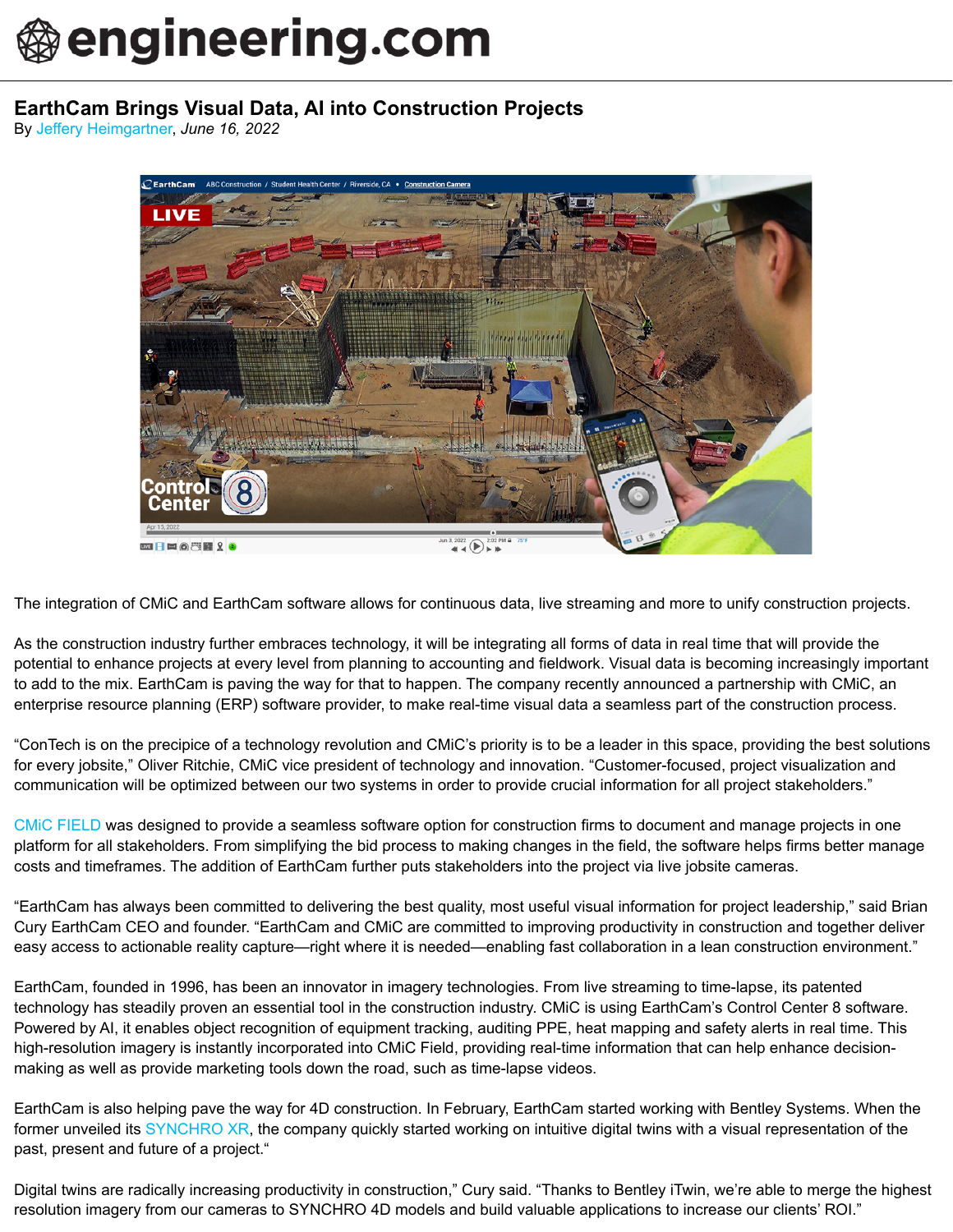# EarthCam Brings Visual Data, AI into Construction Projects

By Jeffery Heimgartner, *June 16, 2022*

The integration of CMiC and EarthCam software allows for continuous data, live streaming and more to unify construction projects.

As the construction industry further embraces technology, it will be integrating all forms of data in real time that will provide the potential to enhance projects at every level from planning to accounting and fieldwork. Visual data is becoming increasingly important to add to the mix. EarthCam is paving the way for that to happen. The company recently announced a partnership with CMiC, an enterprise resource planning (ERP) software provider, to make real-time visual data a seamless part of the construction process.

“ConTech is on the precipice of a technology revolution and CMiC’s priority is to be a leader in this space, providing the best solutions for every jobsite,” Oliver Ritchie, CMiC vice president of technology and innovation. “Customer-focused, project visualization and communication will be optimized between our two systems in order to provide crucial information for all project stakeholders.”

CMiC FIELD was designed to provide a seamless software option for construction firms to document and manage projects in one platform for all stakeholders. From simplifying the bid process to making changes in the field, the software helps firms better manage costs and timeframes. The addition of EarthCam further puts stakeholders into the project via live jobsite cameras.

“EarthCam has always been committed to delivering the best quality, most useful visual information for project leadership,” said Brian Cury EarthCam CEO and founder. “EarthCam and CMiC are committed to improving productivity in construction and together deliver easy access to actionable reality capture—right where it is needed—enabling fast collaboration in a lean construction environment.”

EarthCam, founded in 1996, has been an innovator in imagery technologies. From live streaming to time-lapse, its patented technology has steadily proven an essential tool in the construction industry. CMiC is using EarthCam’s Control Center 8 software. Powered by AI, it enables object recognition of equipment tracking, auditing PPE, heat mapping and safety alerts in real time. This high-resolution imagery is instantly incorporated into CMiC Field, providing real-time information that can help enhance decision-making as well as provide marketing tools down the road, such as time-lapse videos.

EarthCam is also helping pave the way for 4D construction. In February, EarthCam started working with Bentley Systems. When the former unveiled its SYNCHRO XR, the company quickly started working on intuitive digital twins with a visual representation of the past, present and future of a project.“

Digital twins are radically increasing productivity in construction,” Cury said. “Thanks to Bentley iTwin, we’re able to merge the highest resolution imagery from our cameras to SYNCHRO 4D models and build valuable applications to increase our clients’ ROI.”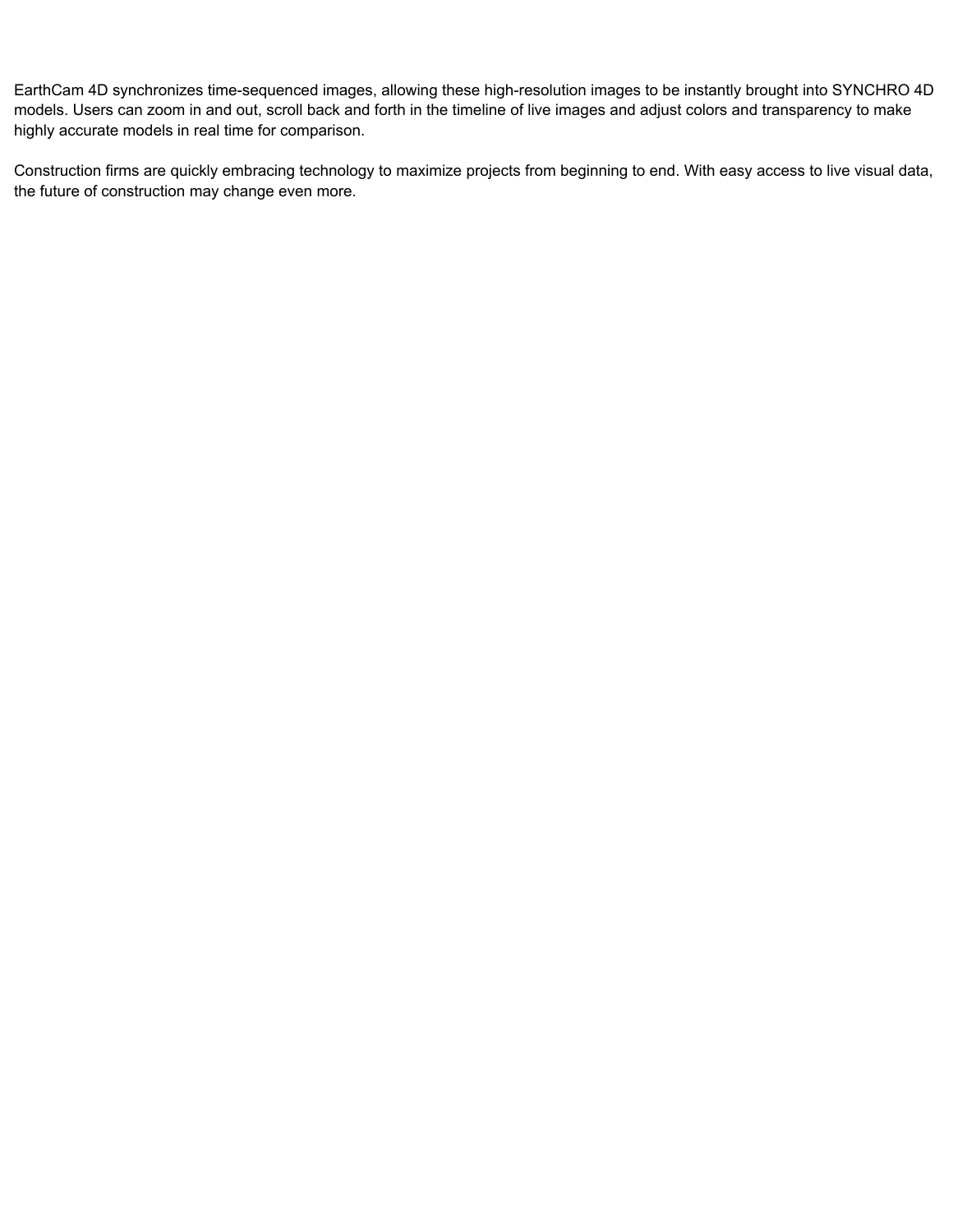EarthCam 4D synchronizes time-sequenced images, allowing these high-resolution images to be instantly brought into SYNCHRO 4D models. Users can zoom in and out, scroll back and forth in the timeline of live images and adjust colors and transparency to make highly accurate models in real time for comparison.

Construction firms are quickly embracing technology to maximize projects from beginning to end. With easy access to live visual data, the future of construction may change even more.